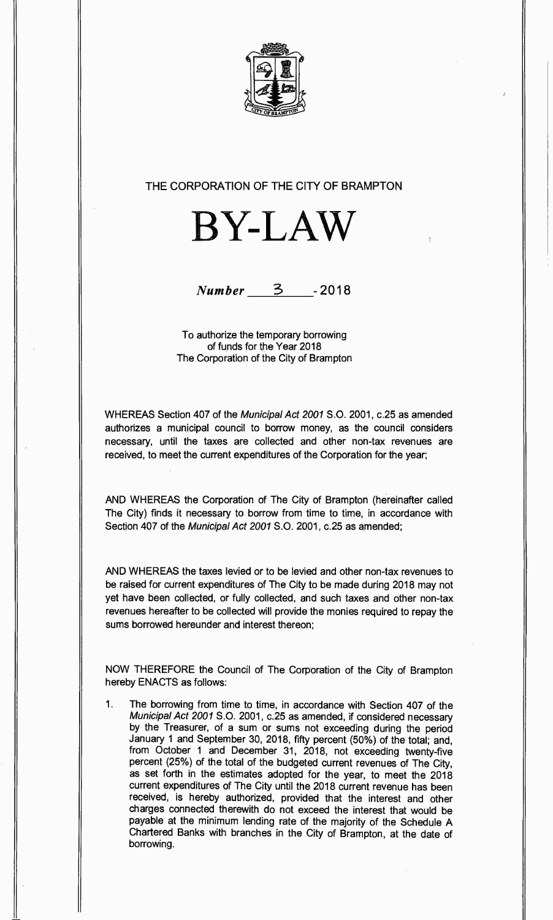THE CORPORATION OF THE CITY OF BRAMPTON

# BY-LAW

***Number*** 3 **- 2018**

To authorize the temporary borrowing of funds for the Year 2018 The Corporation of the City of Brampton

WHEREAS Section 407 of the *Municipal Act 2001* S.O. 2001, c.25 as amended authorizes a municipal council to borrow money, as the council considers necessary, until the taxes are collected and other non-tax revenues are received, to meet the current expenditures of the Corporation for the year;

AND WHEREAS the Corporation of The City of Brampton (hereinafter called The City) finds it necessary to borrow from time to time, in accordance with Section 407 of the *Municipal Act 2001* S.O. 2001, c.25 as amended;

AND WHEREAS the taxes levied or to be levied and other non-tax revenues to be raised for current expenditures of The City to be made during 2018 may not yet have been collected, or fully collected, and such taxes and other non-tax revenues hereafter to be collected will provide the monies required to repay the sums borrowed hereunder and interest thereon;

NOW THEREFORE the Council of The Corporation of the City of Brampton hereby ENACTS as follows:

1. The borrowing from time to time, in accordance with Section 407 of the *Municipal Act 2001* S.O. 2001, c.25 as amended, if considered necessary by the Treasurer, of a sum or sums not exceeding during the period January 1 and September 30, 2018, fifty percent (50%) of the total; and, from October 1 and December 31, 2018, not exceeding twenty-five percent (25%) of the total of the budgeted current revenues of The City, as set forth in the estimates adopted for the year, to meet the 2018 current expenditures of The City until the 2018 current revenue has been received, is hereby authorized, provided that the interest and other charges connected therewith do not exceed the interest that would be payable at the minimum lending rate of the majority of the Schedule A Chartered Banks with branches in the City of Brampton, at the date of borrowing.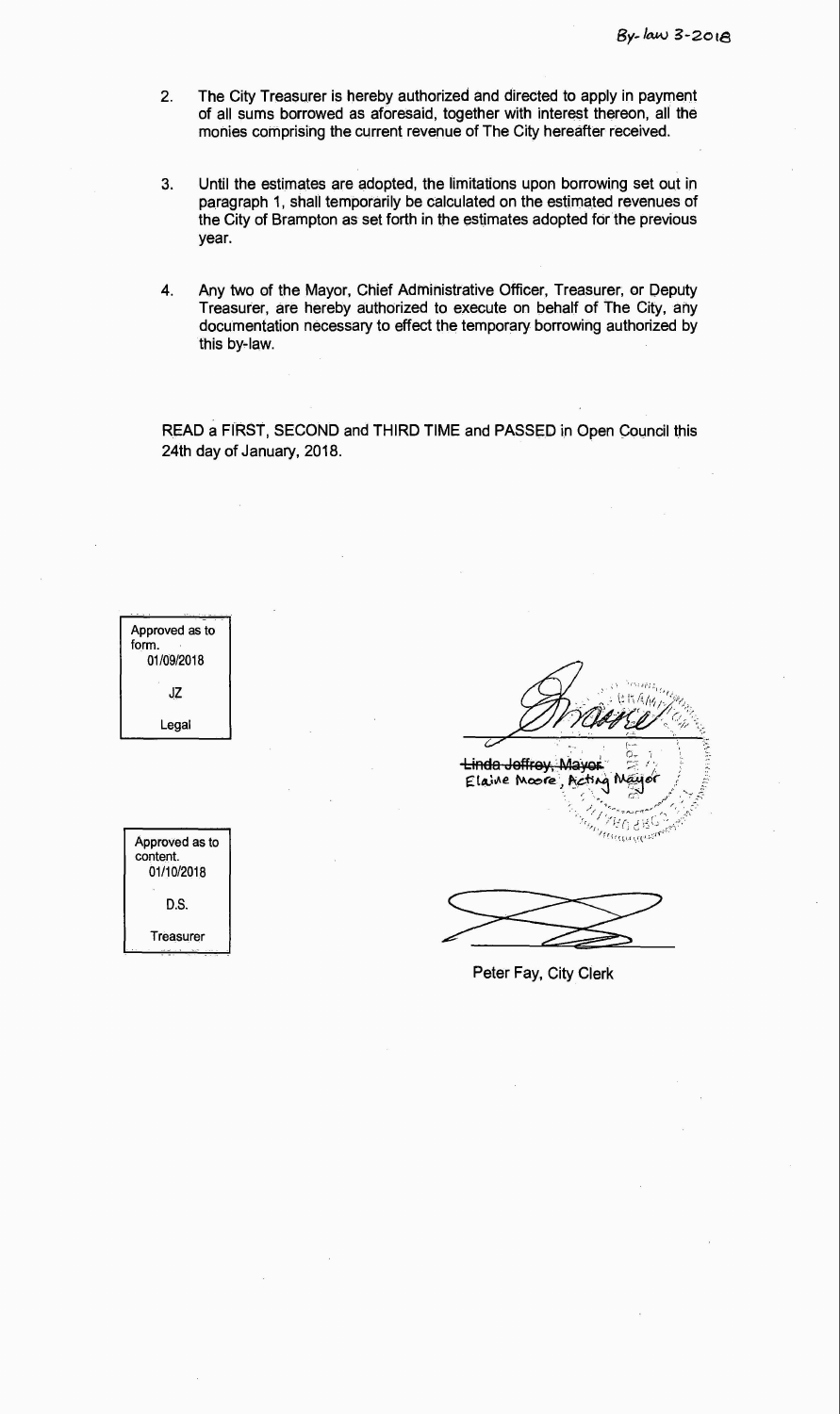By-law 3-2018

2. The City Treasurer is hereby authorized and directed to apply in payment of all sums borrowed as aforesaid, together with interest thereon, all the monies comprising the current revenue of The City hereafter received.

3. Until the estimates are adopted, the limitations upon borrowing set out in paragraph 1, shall temporarily be calculated on the estimated revenues of the City of Brampton as set forth in the estimates adopted for the previous year.

4. Any two of the Mayor, Chief Administrative Officer, Treasurer, or Deputy Treasurer, are hereby authorized to execute on behalf of The City, any documentation necessary to effect the temporary borrowing authorized by this by-law.

READ a FIRST, SECOND and THIRD TIME and PASSED in Open Council this 24th day of January, 2018.

Approved as to form.
01/09/2018
JZ
Legal

Approved as to content.
01/10/2018
D.S.
Treasurer

~~Linda Jeffrey, Mayor~~
Elaine Moore, Acting Mayor

Peter Fay, City Clerk